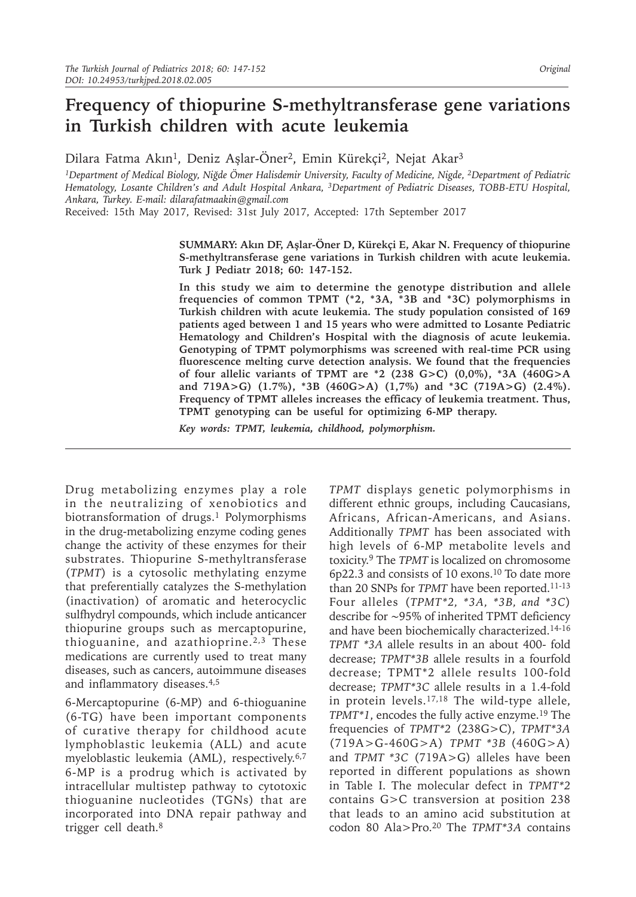*The Turkish Journal of Pediatrics 2018; 60: 147-152*
*DOI: 10.24953/turkjped.2018.02.005*

*Original*

# Frequency of thiopurine S-methyltransferase gene variations in Turkish children with acute leukemia

Dilara Fatma Akın[1], Deniz Aşlar-Öner[2], Emin Kürekçi[2], Nejat Akar[3]

[1]*Department of Medical Biology, Niğde Ömer Halisdemir University, Faculty of Medicine, Nigde,* [2]*Department of Pediatric Hematology, Losante Children's and Adult Hospital Ankara,* [3]*Department of Pediatric Diseases, TOBB-ETU Hospital, Ankara, Turkey. E-mail: dilarafatmaakin@gmail.com*

Received: 15th May 2017, Revised: 31st July 2017, Accepted: 17th September 2017

**SUMMARY: Akın DF, Aşlar-Öner D, Kürekçi E, Akar N. Frequency of thiopurine S-methyltransferase gene variations in Turkish children with acute leukemia. Turk J Pediatr 2018; 60: 147-152.**

**In this study we aim to determine the genotype distribution and allele frequencies of common TPMT (*2, *3A, *3B and *3C) polymorphisms in Turkish children with acute leukemia. The study population consisted of 169 patients aged between 1 and 15 years who were admitted to Losante Pediatric Hematology and Children's Hospital with the diagnosis of acute leukemia. Genotyping of TPMT polymorphisms was screened with real-time PCR using fluorescence melting curve detection analysis. We found that the frequencies of four allelic variants of TPMT are *2 (238 G>C) (0,0%), *3A (460G>A and 719A>G) (1.7%), *3B (460G>A) (1,7%) and *3C (719A>G) (2.4%). Frequency of TPMT alleles increases the efficacy of leukemia treatment. Thus, TPMT genotyping can be useful for optimizing 6-MP therapy.**

*Key words: TPMT, leukemia, childhood, polymorphism.*

Drug metabolizing enzymes play a role in the neutralizing of xenobiotics and biotransformation of drugs.[1] Polymorphisms in the drug-metabolizing enzyme coding genes change the activity of these enzymes for their substrates. Thiopurine S-methyltransferase (*TPMT*) is a cytosolic methylating enzyme that preferentially catalyzes the S-methylation (inactivation) of aromatic and heterocyclic sulfhydryl compounds, which include anticancer thiopurine groups such as mercaptopurine, thioguanine, and azathioprine.[2,3] These medications are currently used to treat many diseases, such as cancers, autoimmune diseases and inflammatory diseases.[4,5]

6-Mercaptopurine (6-MP) and 6-thioguanine (6-TG) have been important components of curative therapy for childhood acute lymphoblastic leukemia (ALL) and acute myeloblastic leukemia (AML), respectively.[6,7] 6-MP is a prodrug which is activated by intracellular multistep pathway to cytotoxic thioguanine nucleotides (TGNs) that are incorporated into DNA repair pathway and trigger cell death.[8]

*TPMT* displays genetic polymorphisms in different ethnic groups, including Caucasians, Africans, African-Americans, and Asians. Additionally *TPMT* has been associated with high levels of 6-MP metabolite levels and toxicity.[9] The *TPMT* is localized on chromosome 6p22.3 and consists of 10 exons.[10] To date more than 20 SNPs for *TPMT* have been reported.[11-13] Four alleles (*TPMT*2, *3A, *3B, and *3C*) describe for ~95% of inherited TPMT deficiency and have been biochemically characterized.[14-16] *TPMT *3A* allele results in an about 400- fold decrease; *TPMT*3B* allele results in a fourfold decrease; TPMT*2 allele results 100-fold decrease; *TPMT*3C* allele results in a 1.4-fold in protein levels.[17,18] The wild-type allele, *TPMT*1*, encodes the fully active enzyme.[19] The frequencies of *TPMT**2 (238G>C), *TPMT*3A* (719A>G-460G>A) *TPMT *3B* (460G>A) and *TPMT *3C* (719A>G) alleles have been reported in different populations as shown in Table I. The molecular defect in *TPMT**2 contains G>C transversion at position 238 that leads to an amino acid substitution at codon 80 Ala>Pro.[20] The *TPMT*3A* contains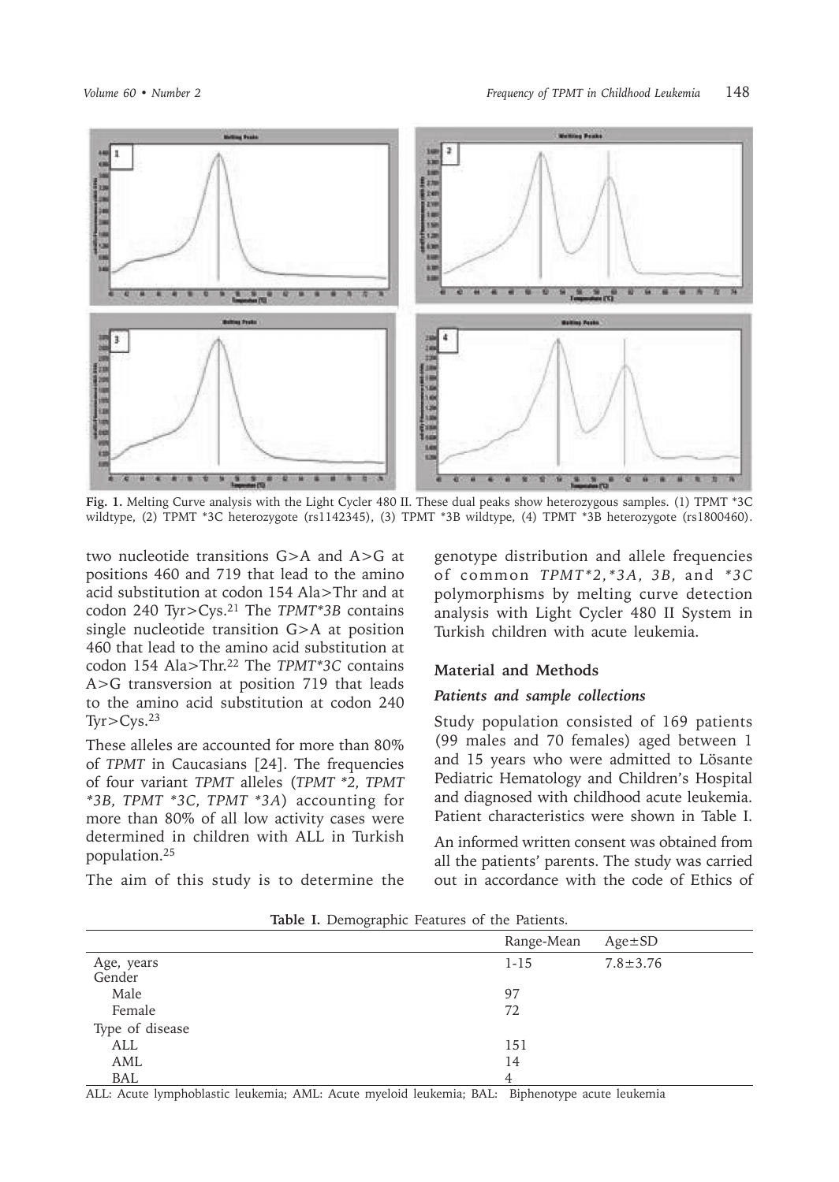Fig. 1. Melting Curve analysis with the Light Cycler 480 II. These dual peaks show heterozygous samples. (1) TPMT *3C wildtype, (2) TPMT *3C heterozygote (rs1142345), (3) TPMT *3B wildtype, (4) TPMT *3B heterozygote (rs1800460).

two nucleotide transitions G>A and A>G at positions 460 and 719 that lead to the amino acid substitution at codon 154 Ala>Thr and at codon 240 Tyr>Cys.[21] The *TPMT*3B* contains single nucleotide transition G>A at position 460 that lead to the amino acid substitution at codon 154 Ala>Thr.[22] The *TPMT*3C* contains A>G transversion at position 719 that leads to the amino acid substitution at codon 240 Tyr>Cys.[23]

These alleles are accounted for more than 80% of *TPMT* in Caucasians [24]. The frequencies of four variant *TPMT* alleles (*TPMT *2, TPMT *3B, TPMT *3C, TPMT *3A*) accounting for more than 80% of all low activity cases were determined in children with ALL in Turkish population.[25]

The aim of this study is to determine the genotype distribution and allele frequencies of common *TPMT*2,*3A, 3B,* and *\*3C* polymorphisms by melting curve detection analysis with Light Cycler 480 II System in Turkish children with acute leukemia.

## Material and Methods

### Patients and sample collections

Study population consisted of 169 patients (99 males and 70 females) aged between 1 and 15 years who were admitted to Lösante Pediatric Hematology and Children's Hospital and diagnosed with childhood acute leukemia. Patient characteristics were shown in Table I.

An informed written consent was obtained from all the patients' parents. The study was carried out in accordance with the code of Ethics of

**Table I.** Demographic Features of the Patients.

| | Range-Mean | Age±SD |
|---|---|---|
| Age, years | 1-15 | 7.8±3.76 |
| Gender | | |
| Male | 97 | |
| Female | 72 | |
| Type of disease | | |
| ALL | 151 | |
| AML | 14 | |
| BAL | 4 | |

ALL: Acute lymphoblastic leukemia; AML: Acute myeloid leukemia; BAL: Biphenotype acute leukemia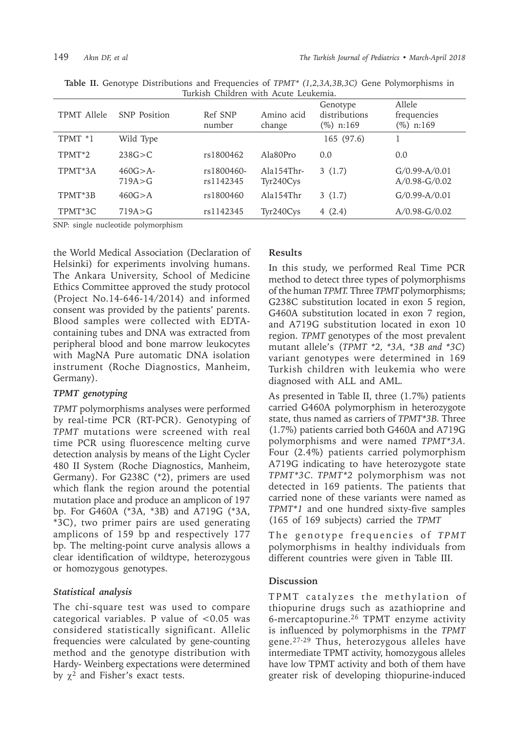**Table II.** Genotype Distributions and Frequencies of *TPMT\* (1,2,3A,3B,3C)* Gene Polymorphisms in Turkish Children with Acute Leukemia.

| TPMT Allele | SNP Position | Ref SNP number | Amino acid change | Genotype distributions (%) n:169 | Allele frequencies (%) n:169 |
|---|---|---|---|---|---|
| TPMT *1 | Wild Type | | | 165 (97.6) | 1 |
| TPMT*2 | 238G>C | rs1800462 | Ala80Pro | 0.0 | 0.0 |
| TPMT*3A | 460G>A-719A>G | rs1800460-rs1142345 | Ala154Thr-Tyr240Cys | 3 (1.7) | G/0.99-A/0.01 A/0.98-G/0.02 |
| TPMT*3B | 460G>A | rs1800460 | Ala154Thr | 3 (1.7) | G/0.99-A/0.01 |
| TPMT*3C | 719A>G | rs1142345 | Tyr240Cys | 4 (2.4) | A/0.98-G/0.02 |

SNP: single nucleotide polymorphism

the World Medical Association (Declaration of Helsinki) for experiments involving humans. The Ankara University, School of Medicine Ethics Committee approved the study protocol (Project No.14-646-14/2014) and informed consent was provided by the patients' parents. Blood samples were collected with EDTA-containing tubes and DNA was extracted from peripheral blood and bone marrow leukocytes with MagNA Pure automatic DNA isolation instrument (Roche Diagnostics, Manheim, Germany).

### *TPMT genotyping*

*TPMT* polymorphisms analyses were performed by real-time PCR (RT-PCR). Genotyping of *TPMT* mutations were screened with real time PCR using fluorescence melting curve detection analysis by means of the Light Cycler 480 II System (Roche Diagnostics, Manheim, Germany). For G238C (*2), primers are used which flank the region around the potential mutation place and produce an amplicon of 197 bp. For G460A (*3A, *3B) and A719G (*3A, *3C), two primer pairs are used generating amplicons of 159 bp and respectively 177 bp. The melting-point curve analysis allows a clear identification of wildtype, heterozygous or homozygous genotypes.

### *Statistical analysis*

The chi-square test was used to compare categorical variables. P value of <0.05 was considered statistically significant. Allelic frequencies were calculated by gene-counting method and the genotype distribution with Hardy- Weinberg expectations were determined by $\chi^2$ and Fisher's exact tests.

## Results

In this study, we performed Real Time PCR method to detect three types of polymorphisms of the human *TPMT.* Three *TPMT* polymorphisms; G238C substitution located in exon 5 region, G460A substitution located in exon 7 region, and A719G substitution located in exon 10 region. *TPMT* genotypes of the most prevalent mutant allele's (*TPMT \*2, \*3A, \*3B and \*3C*) variant genotypes were determined in 169 Turkish children with leukemia who were diagnosed with ALL and AML.

As presented in Table II, three (1.7%) patients carried G460A polymorphism in heterozygote state, thus named as carriers of *TPMT\*3B*. Three (1.7%) patients carried both G460A and A719G polymorphisms and were named *TPMT\*3A*. Four (2.4%) patients carried polymorphism A719G indicating to have heterozygote state *TPMT\*3C*. *TPMT\*2* polymorphism was not detected in 169 patients. The patients that carried none of these variants were named as *TPMT\*1* and one hundred sixty-five samples (165 of 169 subjects) carried the *TPMT*

The genotype frequencies of *TPMT* polymorphisms in healthy individuals from different countries were given in Table III.

## Discussion

TPMT catalyzes the methylation of thiopurine drugs such as azathioprine and 6-mercaptopurine.[26] TPMT enzyme activity is influenced by polymorphisms in the *TPMT* gene.[27-29] Thus, heterozygous alleles have intermediate TPMT activity, homozygous alleles have low TPMT activity and both of them have greater risk of developing thiopurine-induced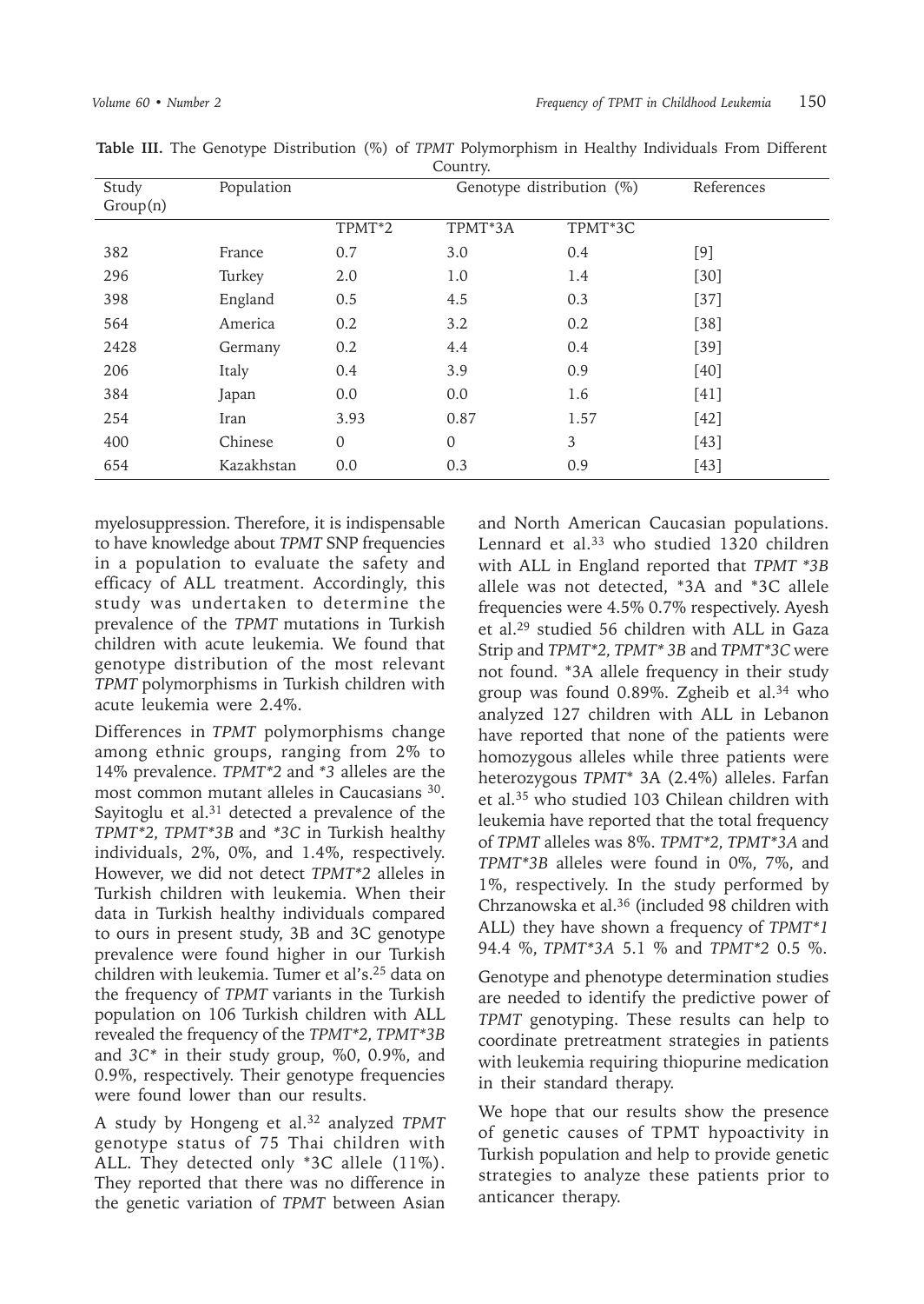**Table III.** The Genotype Distribution (%) of *TPMT* Polymorphism in Healthy Individuals From Different Country.

| Study Group(n) | Population | Genotype distribution (%) | | | References |
|---|---|---|---|---|---|
| | | TPMT*2 | TPMT*3A | TPMT*3C | |
| 382 | France | 0.7 | 3.0 | 0.4 | [9] |
| 296 | Turkey | 2.0 | 1.0 | 1.4 | [30] |
| 398 | England | 0.5 | 4.5 | 0.3 | [37] |
| 564 | America | 0.2 | 3.2 | 0.2 | [38] |
| 2428 | Germany | 0.2 | 4.4 | 0.4 | [39] |
| 206 | Italy | 0.4 | 3.9 | 0.9 | [40] |
| 384 | Japan | 0.0 | 0.0 | 1.6 | [41] |
| 254 | Iran | 3.93 | 0.87 | 1.57 | [42] |
| 400 | Chinese | 0 | 0 | 3 | [43] |
| 654 | Kazakhstan | 0.0 | 0.3 | 0.9 | [43] |

myelosuppression. Therefore, it is indispensable to have knowledge about *TPMT* SNP frequencies in a population to evaluate the safety and efficacy of ALL treatment. Accordingly, this study was undertaken to determine the prevalence of the *TPMT* mutations in Turkish children with acute leukemia. We found that genotype distribution of the most relevant *TPMT* polymorphisms in Turkish children with acute leukemia were 2.4%.

Differences in *TPMT* polymorphisms change among ethnic groups, ranging from 2% to 14% prevalence. *TPMT*2* and **3* alleles are the most common mutant alleles in Caucasians [30]. Sayitoglu et al.[31] detected a prevalence of the *TPMT*2, TPMT*3B* and **3C* in Turkish healthy individuals, 2%, 0%, and 1.4%, respectively. However, we did not detect *TPMT*2* alleles in Turkish children with leukemia. When their data in Turkish healthy individuals compared to ours in present study, 3B and 3C genotype prevalence were found higher in our Turkish children with leukemia. Tumer et al's.[25] data on the frequency of *TPMT* variants in the Turkish population on 106 Turkish children with ALL revealed the frequency of the *TPMT*2, TPMT*3B* and *3C** in their study group, %0, 0.9%, and 0.9%, respectively. Their genotype frequencies were found lower than our results.

A study by Hongeng et al.[32] analyzed *TPMT* genotype status of 75 Thai children with ALL. They detected only *3C allele (11%). They reported that there was no difference in the genetic variation of *TPMT* between Asian and North American Caucasian populations. Lennard et al.[33] who studied 1320 children with ALL in England reported that *TPMT *3B* allele was not detected, *3A and *3C allele frequencies were 4.5% 0.7% respectively. Ayesh et al.[29] studied 56 children with ALL in Gaza Strip and *TPMT*2, TPMT* 3B* and *TPMT*3C* were not found. *3A allele frequency in their study group was found 0.89%. Zgheib et al.[34] who analyzed 127 children with ALL in Lebanon have reported that none of the patients were homozygous alleles while three patients were heterozygous *TPMT** 3A (2.4%) alleles. Farfan et al.[35] who studied 103 Chilean children with leukemia have reported that the total frequency of *TPMT* alleles was 8%. *TPMT*2, TPMT*3A* and *TPMT*3B* alleles were found in 0%, 7%, and 1%, respectively. In the study performed by Chrzanowska et al.[36] (included 98 children with ALL) they have shown a frequency of *TPMT*1* 94.4 %, *TPMT*3A* 5.1 % and *TPMT*2* 0.5 %.

Genotype and phenotype determination studies are needed to identify the predictive power of *TPMT* genotyping. These results can help to coordinate pretreatment strategies in patients with leukemia requiring thiopurine medication in their standard therapy.

We hope that our results show the presence of genetic causes of TPMT hypoactivity in Turkish population and help to provide genetic strategies to analyze these patients prior to anticancer therapy.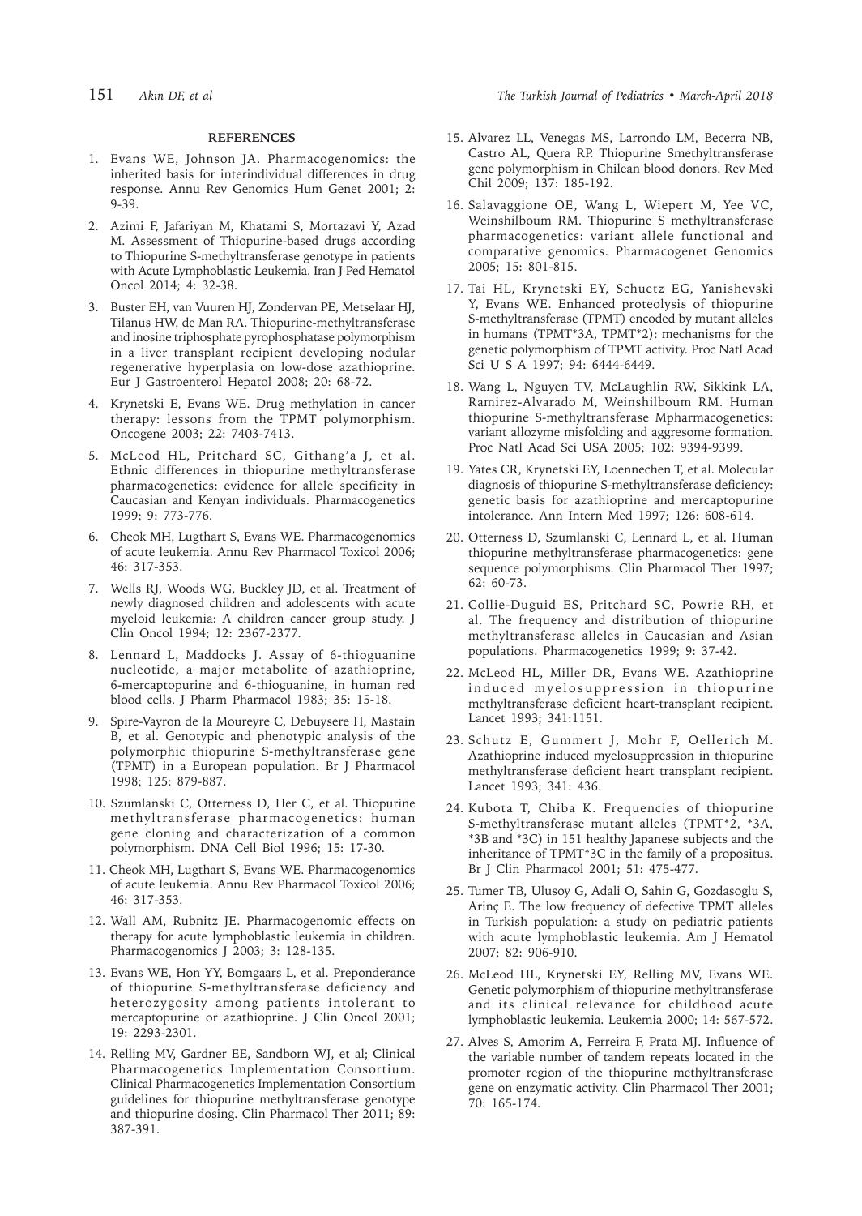## REFERENCES

1. Evans WE, Johnson JA. Pharmacogenomics: the inherited basis for interindividual differences in drug response. Annu Rev Genomics Hum Genet 2001; 2: 9-39.
2. Azimi F, Jafariyan M, Khatami S, Mortazavi Y, Azad M. Assessment of Thiopurine-based drugs according to Thiopurine S-methyltransferase genotype in patients with Acute Lymphoblastic Leukemia. Iran J Ped Hematol Oncol 2014; 4: 32-38.
3. Buster EH, van Vuuren HJ, Zondervan PE, Metselaar HJ, Tilanus HW, de Man RA. Thiopurine-methyltransferase and inosine triphosphate pyrophosphatase polymorphism in a liver transplant recipient developing nodular regenerative hyperplasia on low-dose azathioprine. Eur J Gastroenterol Hepatol 2008; 20: 68-72.
4. Krynetski E, Evans WE. Drug methylation in cancer therapy: lessons from the TPMT polymorphism. Oncogene 2003; 22: 7403-7413.
5. McLeod HL, Pritchard SC, Githang'a J, et al. Ethnic differences in thiopurine methyltransferase pharmacogenetics: evidence for allele specificity in Caucasian and Kenyan individuals. Pharmacogenetics 1999; 9: 773-776.
6. Cheok MH, Lugthart S, Evans WE. Pharmacogenomics of acute leukemia. Annu Rev Pharmacol Toxicol 2006; 46: 317-353.
7. Wells RJ, Woods WG, Buckley JD, et al. Treatment of newly diagnosed children and adolescents with acute myeloid leukemia: A children cancer group study. J Clin Oncol 1994; 12: 2367-2377.
8. Lennard L, Maddocks J. Assay of 6-thioguanine nucleotide, a major metabolite of azathioprine, 6-mercaptopurine and 6-thioguanine, in human red blood cells. J Pharm Pharmacol 1983; 35: 15-18.
9. Spire-Vayron de la Moureyre C, Debuysere H, Mastain B, et al. Genotypic and phenotypic analysis of the polymorphic thiopurine S-methyltransferase gene (TPMT) in a European population. Br J Pharmacol 1998; 125: 879-887.
10. Szumlanski C, Otterness D, Her C, et al. Thiopurine methyltransferase pharmacogenetics: human gene cloning and characterization of a common polymorphism. DNA Cell Biol 1996; 15: 17-30.
11. Cheok MH, Lugthart S, Evans WE. Pharmacogenomics of acute leukemia. Annu Rev Pharmacol Toxicol 2006; 46: 317-353.
12. Wall AM, Rubnitz JE. Pharmacogenomic effects on therapy for acute lymphoblastic leukemia in children. Pharmacogenomics J 2003; 3: 128-135.
13. Evans WE, Hon YY, Bomgaars L, et al. Preponderance of thiopurine S-methyltransferase deficiency and heterozygosity among patients intolerant to mercaptopurine or azathioprine. J Clin Oncol 2001; 19: 2293-2301.
14. Relling MV, Gardner EE, Sandborn WJ, et al; Clinical Pharmacogenetics Implementation Consortium. Clinical Pharmacogenetics Implementation Consortium guidelines for thiopurine methyltransferase genotype and thiopurine dosing. Clin Pharmacol Ther 2011; 89: 387-391.
15. Alvarez LL, Venegas MS, Larrondo LM, Becerra NB, Castro AL, Quera RP. Thiopurine Smethyltransferase gene polymorphism in Chilean blood donors. Rev Med Chil 2009; 137: 185-192.
16. Salavaggione OE, Wang L, Wiepert M, Yee VC, Weinshilboum RM. Thiopurine S methyltransferase pharmacogenetics: variant allele functional and comparative genomics. Pharmacogenet Genomics 2005; 15: 801-815.
17. Tai HL, Krynetski EY, Schuetz EG, Yanishevski Y, Evans WE. Enhanced proteolysis of thiopurine S-methyltransferase (TPMT) encoded by mutant alleles in humans (TPMT*3A, TPMT*2): mechanisms for the genetic polymorphism of TPMT activity. Proc Natl Acad Sci U S A 1997; 94: 6444-6449.
18. Wang L, Nguyen TV, McLaughlin RW, Sikkink LA, Ramirez-Alvarado M, Weinshilboum RM. Human thiopurine S-methyltransferase Mpharmacogenetics: variant allozyme misfolding and aggresome formation. Proc Natl Acad Sci USA 2005; 102: 9394-9399.
19. Yates CR, Krynetski EY, Loennechen T, et al. Molecular diagnosis of thiopurine S-methyltransferase deficiency: genetic basis for azathioprine and mercaptopurine intolerance. Ann Intern Med 1997; 126: 608-614.
20. Otterness D, Szumlanski C, Lennard L, et al. Human thiopurine methyltransferase pharmacogenetics: gene sequence polymorphisms. Clin Pharmacol Ther 1997; 62: 60-73.
21. Collie-Duguid ES, Pritchard SC, Powrie RH, et al. The frequency and distribution of thiopurine methyltransferase alleles in Caucasian and Asian populations. Pharmacogenetics 1999; 9: 37-42.
22. McLeod HL, Miller DR, Evans WE. Azathioprine induced myelosuppression in thiopurine methyltransferase deficient heart-transplant recipient. Lancet 1993; 341:1151.
23. Schutz E, Gummert J, Mohr F, Oellerich M. Azathioprine induced myelosuppression in thiopurine methyltransferase deficient heart transplant recipient. Lancet 1993; 341: 436.
24. Kubota T, Chiba K. Frequencies of thiopurine S-methyltransferase mutant alleles (TPMT*2, *3A, *3B and *3C) in 151 healthy Japanese subjects and the inheritance of TPMT*3C in the family of a propositus. Br J Clin Pharmacol 2001; 51: 475-477.
25. Tumer TB, Ulusoy G, Adali O, Sahin G, Gozdasoglu S, Arinç E. The low frequency of defective TPMT alleles in Turkish population: a study on pediatric patients with acute lymphoblastic leukemia. Am J Hematol 2007; 82: 906-910.
26. McLeod HL, Krynetski EY, Relling MV, Evans WE. Genetic polymorphism of thiopurine methyltransferase and its clinical relevance for childhood acute lymphoblastic leukemia. Leukemia 2000; 14: 567-572.
27. Alves S, Amorim A, Ferreira F, Prata MJ. Influence of the variable number of tandem repeats located in the promoter region of the thiopurine methyltransferase gene on enzymatic activity. Clin Pharmacol Ther 2001; 70: 165-174.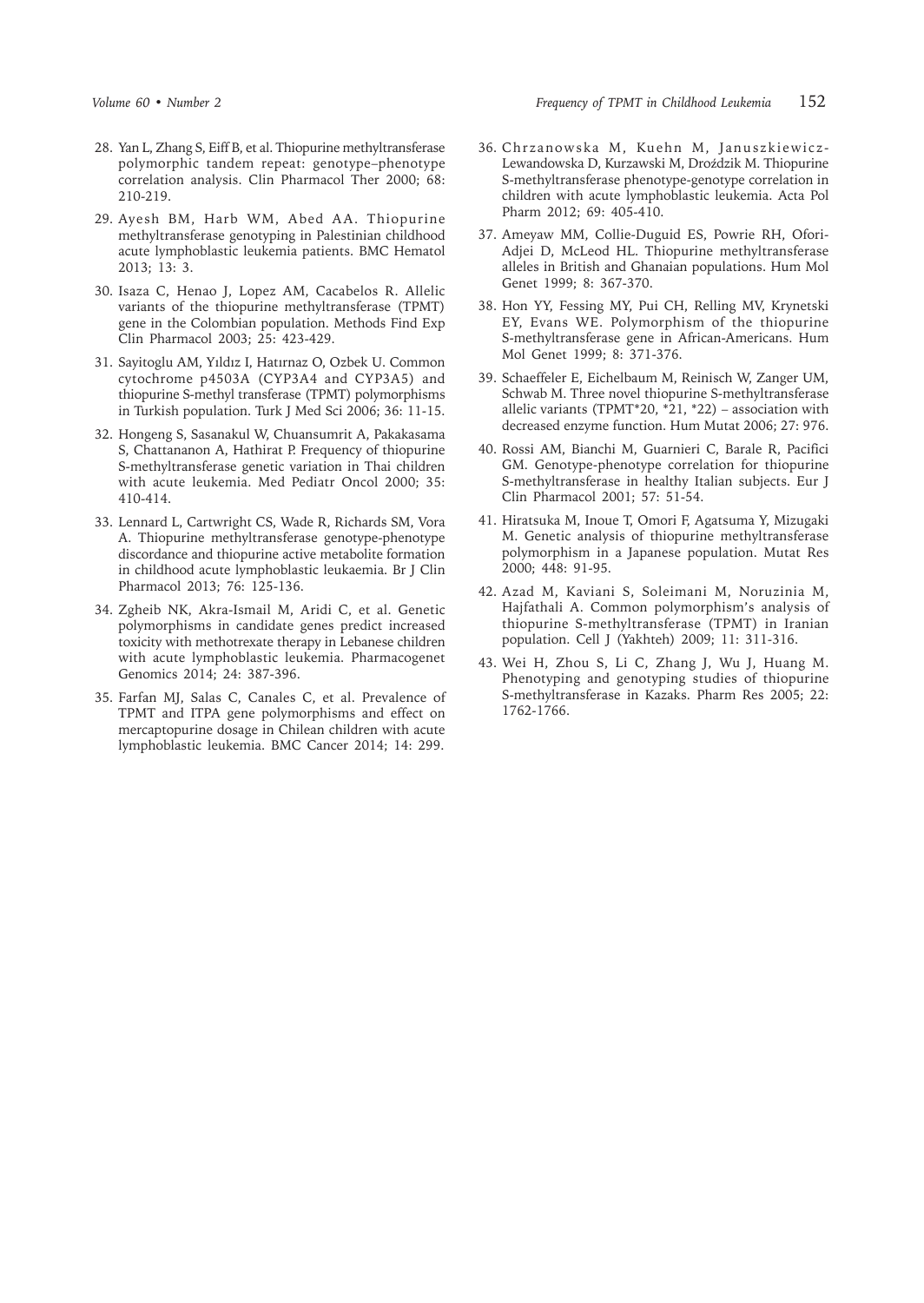28. Yan L, Zhang S, Eiff B, et al. Thiopurine methyltransferase polymorphic tandem repeat: genotype–phenotype correlation analysis. Clin Pharmacol Ther 2000; 68: 210-219.

29. Ayesh BM, Harb WM, Abed AA. Thiopurine methyltransferase genotyping in Palestinian childhood acute lymphoblastic leukemia patients. BMC Hematol 2013; 13: 3.

30. Isaza C, Henao J, Lopez AM, Cacabelos R. Allelic variants of the thiopurine methyltransferase (TPMT) gene in the Colombian population. Methods Find Exp Clin Pharmacol 2003; 25: 423-429.

31. Sayitoglu AM, Yıldız I, Hatırnaz O, Ozbek U. Common cytochrome p4503A (CYP3A4 and CYP3A5) and thiopurine S-methyl transferase (TPMT) polymorphisms in Turkish population. Turk J Med Sci 2006; 36: 11-15.

32. Hongeng S, Sasanakul W, Chuansumrit A, Pakakasama S, Chattananon A, Hathirat P. Frequency of thiopurine S-methyltransferase genetic variation in Thai children with acute leukemia. Med Pediatr Oncol 2000; 35: 410-414.

33. Lennard L, Cartwright CS, Wade R, Richards SM, Vora A. Thiopurine methyltransferase genotype-phenotype discordance and thiopurine active metabolite formation in childhood acute lymphoblastic leukaemia. Br J Clin Pharmacol 2013; 76: 125-136.

34. Zgheib NK, Akra-Ismail M, Aridi C, et al. Genetic polymorphisms in candidate genes predict increased toxicity with methotrexate therapy in Lebanese children with acute lymphoblastic leukemia. Pharmacogenet Genomics 2014; 24: 387-396.

35. Farfan MJ, Salas C, Canales C, et al. Prevalence of TPMT and ITPA gene polymorphisms and effect on mercaptopurine dosage in Chilean children with acute lymphoblastic leukemia. BMC Cancer 2014; 14: 299.

36. Chrzanowska M, Kuehn M, Januszkiewicz-Lewandowska D, Kurzawski M, Droździk M. Thiopurine S-methyltransferase phenotype-genotype correlation in children with acute lymphoblastic leukemia. Acta Pol Pharm 2012; 69: 405-410.

37. Ameyaw MM, Collie-Duguid ES, Powrie RH, Ofori-Adjei D, McLeod HL. Thiopurine methyltransferase alleles in British and Ghanaian populations. Hum Mol Genet 1999; 8: 367-370.

38. Hon YY, Fessing MY, Pui CH, Relling MV, Krynetski EY, Evans WE. Polymorphism of the thiopurine S-methyltransferase gene in African-Americans. Hum Mol Genet 1999; 8: 371-376.

39. Schaeffeler E, Eichelbaum M, Reinisch W, Zanger UM, Schwab M. Three novel thiopurine S-methyltransferase allelic variants (TPMT*20, *21, *22) – association with decreased enzyme function. Hum Mutat 2006; 27: 976.

40. Rossi AM, Bianchi M, Guarnieri C, Barale R, Pacifici GM. Genotype-phenotype correlation for thiopurine S-methyltransferase in healthy Italian subjects. Eur J Clin Pharmacol 2001; 57: 51-54.

41. Hiratsuka M, Inoue T, Omori F, Agatsuma Y, Mizugaki M. Genetic analysis of thiopurine methyltransferase polymorphism in a Japanese population. Mutat Res 2000; 448: 91-95.

42. Azad M, Kaviani S, Soleimani M, Noruzinia M, Hajfathali A. Common polymorphism's analysis of thiopurine S-methyltransferase (TPMT) in Iranian population. Cell J (Yakhteh) 2009; 11: 311-316.

43. Wei H, Zhou S, Li C, Zhang J, Wu J, Huang M. Phenotyping and genotyping studies of thiopurine S-methyltransferase in Kazaks. Pharm Res 2005; 22: 1762-1766.